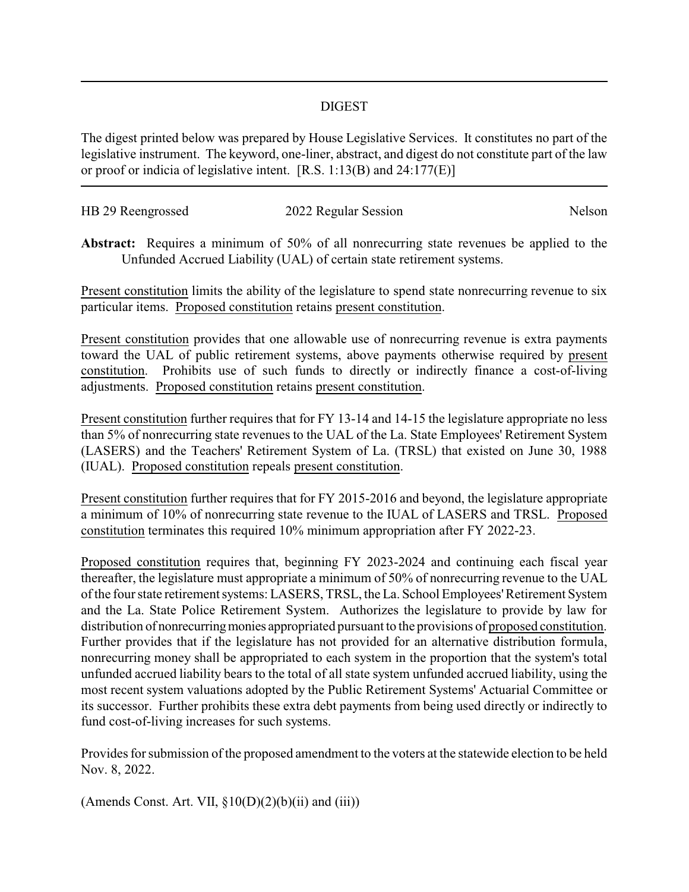## DIGEST

The digest printed below was prepared by House Legislative Services. It constitutes no part of the legislative instrument. The keyword, one-liner, abstract, and digest do not constitute part of the law or proof or indicia of legislative intent. [R.S. 1:13(B) and 24:177(E)]

---

HB 29 Reengrossed 2022 Regular Session Nelson

**Abstract:** Requires a minimum of 50% of all nonrecurring state revenues be applied to the Unfunded Accrued Liability (UAL) of certain state retirement systems.

Present constitution limits the ability of the legislature to spend state nonrecurring revenue to six particular items. Proposed constitution retains present constitution.

Present constitution provides that one allowable use of nonrecurring revenue is extra payments toward the UAL of public retirement systems, above payments otherwise required by present constitution. Prohibits use of such funds to directly or indirectly finance a cost-of-living adjustments. Proposed constitution retains present constitution.

Present constitution further requires that for FY 13-14 and 14-15 the legislature appropriate no less than 5% of nonrecurring state revenues to the UAL of the La. State Employees' Retirement System (LASERS) and the Teachers' Retirement System of La. (TRSL) that existed on June 30, 1988 (IUAL). Proposed constitution repeals present constitution.

Present constitution further requires that for FY 2015-2016 and beyond, the legislature appropriate a minimum of 10% of nonrecurring state revenue to the IUAL of LASERS and TRSL. Proposed constitution terminates this required 10% minimum appropriation after FY 2022-23.

Proposed constitution requires that, beginning FY 2023-2024 and continuing each fiscal year thereafter, the legislature must appropriate a minimum of 50% of nonrecurring revenue to the UAL of the four state retirement systems: LASERS, TRSL, the La. School Employees' Retirement System and the La. State Police Retirement System. Authorizes the legislature to provide by law for distribution of nonrecurring monies appropriated pursuant to the provisions of proposed constitution. Further provides that if the legislature has not provided for an alternative distribution formula, nonrecurring money shall be appropriated to each system in the proportion that the system's total unfunded accrued liability bears to the total of all state system unfunded accrued liability, using the most recent system valuations adopted by the Public Retirement Systems' Actuarial Committee or its successor. Further prohibits these extra debt payments from being used directly or indirectly to fund cost-of-living increases for such systems.

Provides for submission of the proposed amendment to the voters at the statewide election to be held Nov. 8, 2022.

(Amends Const. Art. VII, §10(D)(2)(b)(ii) and (iii))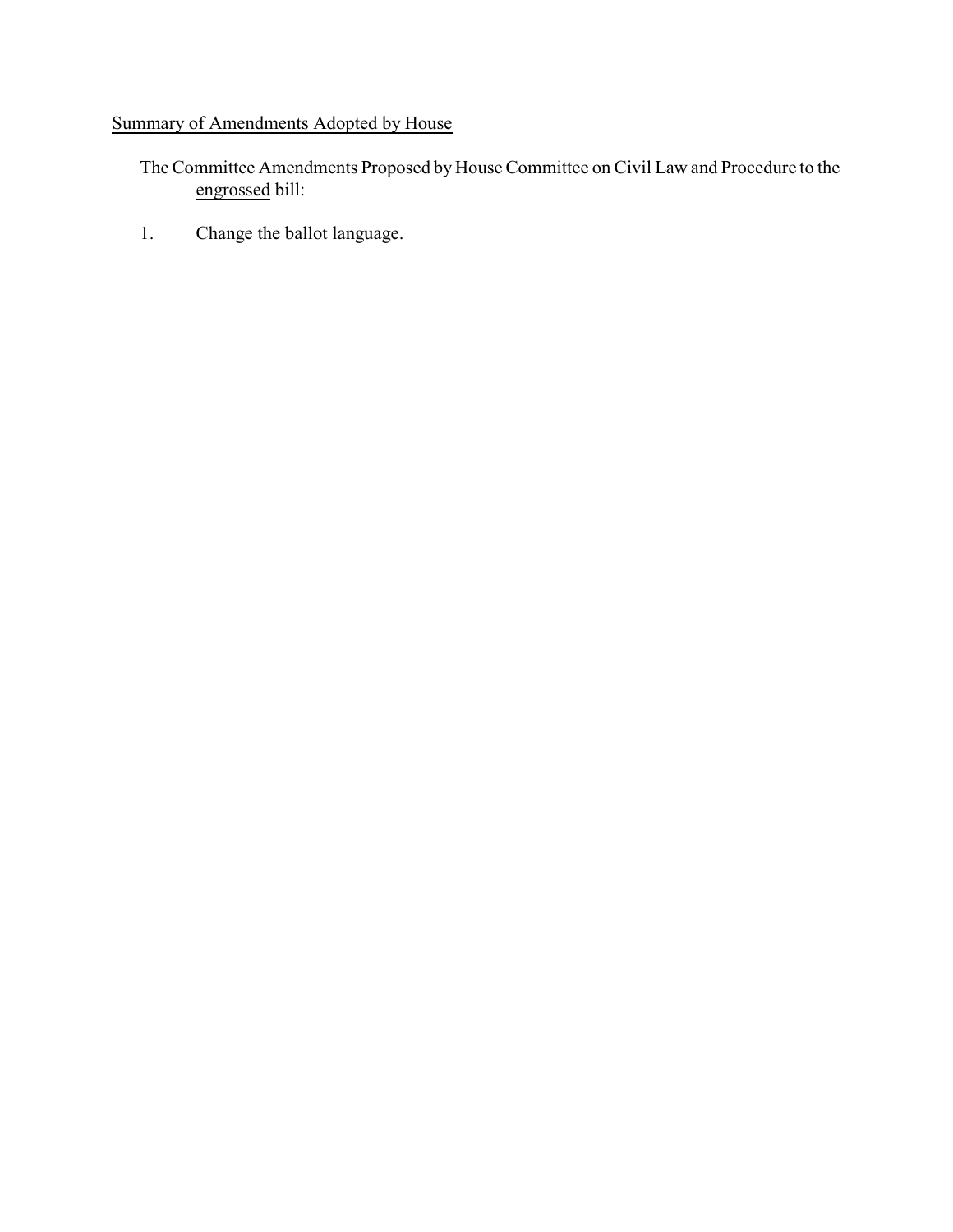Summary of Amendments Adopted by House

The Committee Amendments Proposed by House Committee on Civil Law and Procedure to the engrossed bill:

1. Change the ballot language.